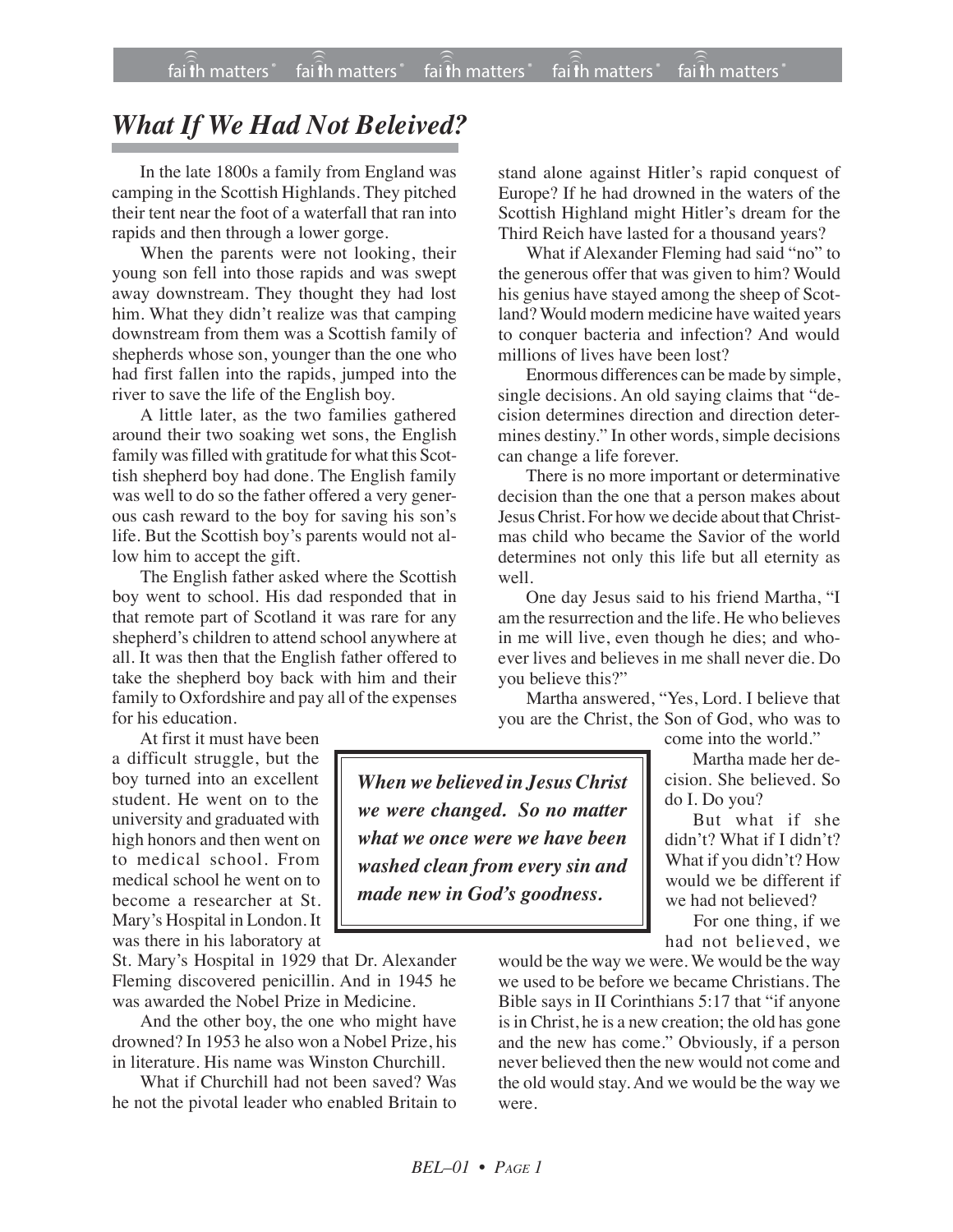# What If We Had Not Beleived?

In the late 1800s a family from England was camping in the Scottish Highlands. They pitched their tent near the foot of a waterfall that ran into rapids and then through a lower gorge.

When the parents were not looking, their young son fell into those rapids and was swept away downstream. They thought they had lost him. What they didn't realize was that camping downstream from them was a Scottish family of shepherds whose son, younger than the one who had first fallen into the rapids, jumped into the river to save the life of the English boy.

A little later, as the two families gathered around their two soaking wet sons, the English family was filled with gratitude for what this Scottish shepherd boy had done. The English family was well to do so the father offered a very generous cash reward to the boy for saving his son's life. But the Scottish boy's parents would not allow him to accept the gift.

The English father asked where the Scottish boy went to school. His dad responded that in that remote part of Scotland it was rare for any shepherd's children to attend school anywhere at all. It was then that the English father offered to take the shepherd boy back with him and their family to Oxfordshire and pay all of the expenses for his education.

At first it must have been a difficult struggle, but the boy turned into an excellent student. He went on to the university and graduated with high honors and then went on to medical school. From medical school he went on to become a researcher at St. Mary's Hospital in London. It was there in his laboratory at St. Mary's Hospital in 1929 that Dr. Alexander Fleming discovered penicillin. And in 1945 he was awarded the Nobel Prize in Medicine.

And the other boy, the one who might have drowned? In 1953 he also won a Nobel Prize, his in literature. His name was Winston Churchill.

What if Churchill had not been saved? Was he not the pivotal leader who enabled Britain to stand alone against Hitler's rapid conquest of Europe? If he had drowned in the waters of the Scottish Highland might Hitler's dream for the Third Reich have lasted for a thousand years?

What if Alexander Fleming had said "no" to the generous offer that was given to him? Would his genius have stayed among the sheep of Scotland? Would modern medicine have waited years to conquer bacteria and infection? And would millions of lives have been lost?

Enormous differences can be made by simple, single decisions. An old saying claims that "decision determines direction and direction determines destiny." In other words, simple decisions can change a life forever.

There is no more important or determinative decision than the one that a person makes about Jesus Christ. For how we decide about that Christmas child who became the Savior of the world determines not only this life but all eternity as well.

One day Jesus said to his friend Martha, "I am the resurrection and the life. He who believes in me will live, even though he dies; and whoever lives and believes in me shall never die. Do you believe this?"

Martha answered, "Yes, Lord. I believe that you are the Christ, the Son of God, who was to come into the world."

> ***When we believed in Jesus Christ we were changed. So no matter what we once were we have been washed clean from every sin and made new in God's goodness.***

Martha made her decision. She believed. So do I. Do you?

But what if she didn't? What if I didn't? What if you didn't? How would we be different if we had not believed?

For one thing, if we had not believed, we would be the way we were. We would be the way we used to be before we became Christians. The Bible says in II Corinthians 5:17 that "if anyone is in Christ, he is a new creation; the old has gone and the new has come." Obviously, if a person never believed then the new would not come and the old would stay. And we would be the way we were.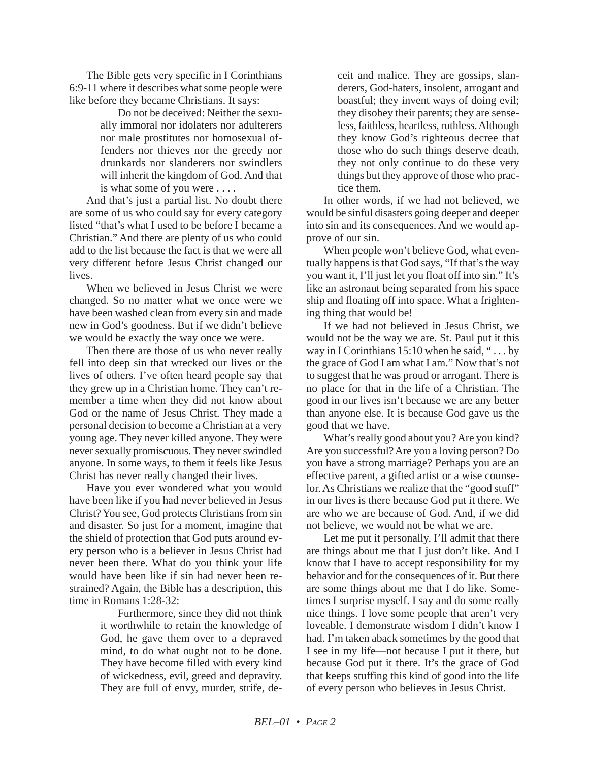The Bible gets very specific in I Corinthians 6:9-11 where it describes what some people were like before they became Christians. It says:

> Do not be deceived: Neither the sexually immoral nor idolaters nor adulterers nor male prostitutes nor homosexual offenders nor thieves nor the greedy nor drunkards nor slanderers nor swindlers will inherit the kingdom of God. And that is what some of you were . . . .

And that's just a partial list. No doubt there are some of us who could say for every category listed "that's what I used to be before I became a Christian." And there are plenty of us who could add to the list because the fact is that we were all very different before Jesus Christ changed our lives.

When we believed in Jesus Christ we were changed. So no matter what we once were we have been washed clean from every sin and made new in God's goodness. But if we didn't believe we would be exactly the way once we were.

Then there are those of us who never really fell into deep sin that wrecked our lives or the lives of others. I've often heard people say that they grew up in a Christian home. They can't remember a time when they did not know about God or the name of Jesus Christ. They made a personal decision to become a Christian at a very young age. They never killed anyone. They were never sexually promiscuous. They never swindled anyone. In some ways, to them it feels like Jesus Christ has never really changed their lives.

Have you ever wondered what you would have been like if you had never believed in Jesus Christ? You see, God protects Christians from sin and disaster. So just for a moment, imagine that the shield of protection that God puts around every person who is a believer in Jesus Christ had never been there. What do you think your life would have been like if sin had never been restrained? Again, the Bible has a description, this time in Romans 1:28-32:

> Furthermore, since they did not think it worthwhile to retain the knowledge of God, he gave them over to a depraved mind, to do what ought not to be done. They have become filled with every kind of wickedness, evil, greed and depravity. They are full of envy, murder, strife, deceit and malice. They are gossips, slanderers, God-haters, insolent, arrogant and boastful; they invent ways of doing evil; they disobey their parents; they are senseless, faithless, heartless, ruthless. Although they know God's righteous decree that those who do such things deserve death, they not only continue to do these very things but they approve of those who practice them.

In other words, if we had not believed, we would be sinful disasters going deeper and deeper into sin and its consequences. And we would approve of our sin.

When people won't believe God, what eventually happens is that God says, "If that's the way you want it, I'll just let you float off into sin." It's like an astronaut being separated from his space ship and floating off into space. What a frightening thing that would be!

If we had not believed in Jesus Christ, we would not be the way we are. St. Paul put it this way in I Corinthians 15:10 when he said, " . . . by the grace of God I am what I am." Now that's not to suggest that he was proud or arrogant. There is no place for that in the life of a Christian. The good in our lives isn't because we are any better than anyone else. It is because God gave us the good that we have.

What's really good about you? Are you kind? Are you successful? Are you a loving person? Do you have a strong marriage? Perhaps you are an effective parent, a gifted artist or a wise counselor. As Christians we realize that the "good stuff" in our lives is there because God put it there. We are who we are because of God. And, if we did not believe, we would not be what we are.

Let me put it personally. I'll admit that there are things about me that I just don't like. And I know that I have to accept responsibility for my behavior and for the consequences of it. But there are some things about me that I do like. Sometimes I surprise myself. I say and do some really nice things. I love some people that aren't very loveable. I demonstrate wisdom I didn't know I had. I'm taken aback sometimes by the good that I see in my life—not because I put it there, but because God put it there. It's the grace of God that keeps stuffing this kind of good into the life of every person who believes in Jesus Christ.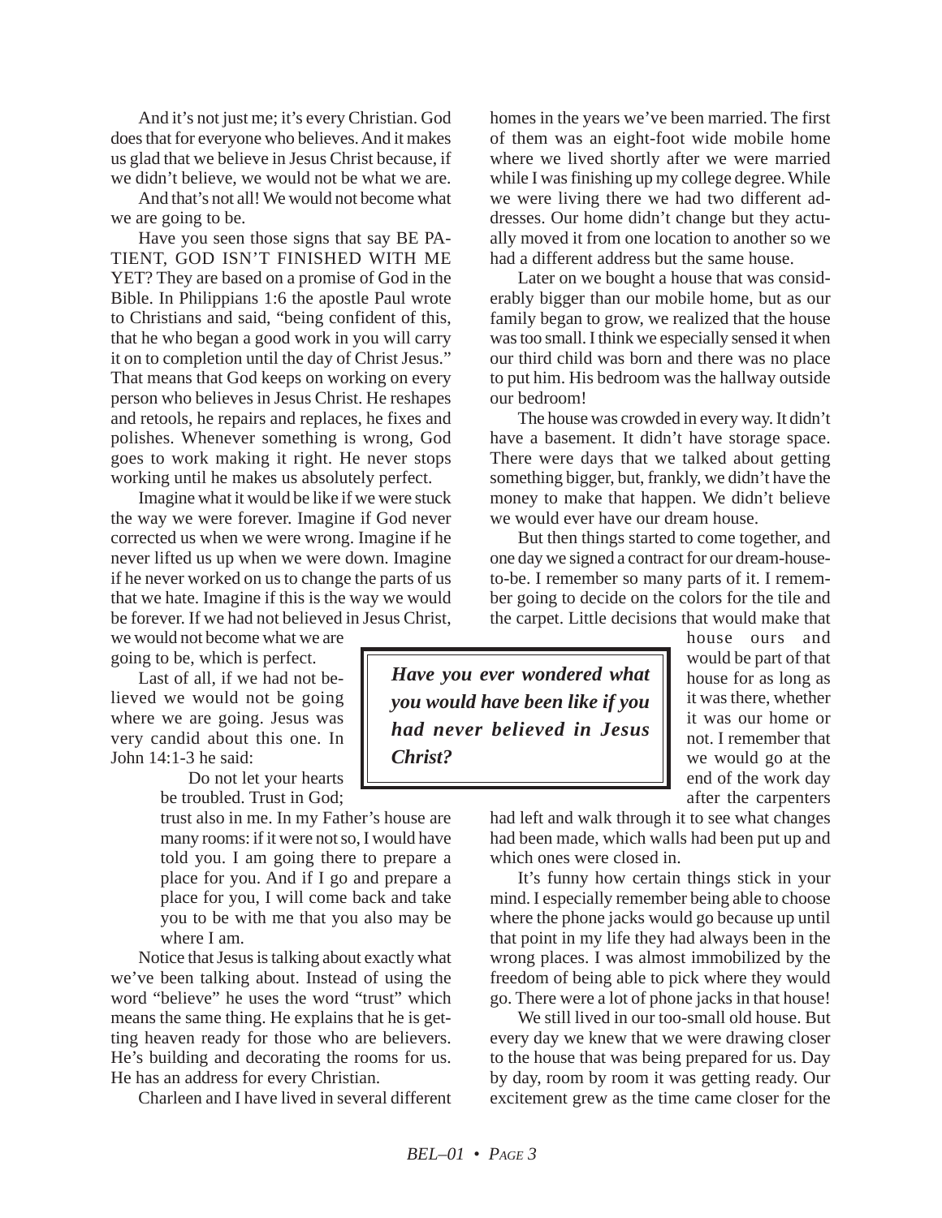And it's not just me; it's every Christian. God does that for everyone who believes. And it makes us glad that we believe in Jesus Christ because, if we didn't believe, we would not be what we are.

And that's not all! We would not become what we are going to be.

Have you seen those signs that say BE PATIENT, GOD ISN'T FINISHED WITH ME YET? They are based on a promise of God in the Bible. In Philippians 1:6 the apostle Paul wrote to Christians and said, "being confident of this, that he who began a good work in you will carry it on to completion until the day of Christ Jesus." That means that God keeps on working on every person who believes in Jesus Christ. He reshapes and retools, he repairs and replaces, he fixes and polishes. Whenever something is wrong, God goes to work making it right. He never stops working until he makes us absolutely perfect.

Imagine what it would be like if we were stuck the way we were forever. Imagine if God never corrected us when we were wrong. Imagine if he never lifted us up when we were down. Imagine if he never worked on us to change the parts of us that we hate. Imagine if this is the way we would be forever. If we had not believed in Jesus Christ, we would not become what we are going to be, which is perfect.

Last of all, if we had not believed we would not be going where we are going. Jesus was very candid about this one. In John 14:1-3 he said:

> Do not let your hearts be troubled. Trust in God; trust also in me. In my Father's house are many rooms: if it were not so, I would have told you. I am going there to prepare a place for you. And if I go and prepare a place for you, I will come back and take you to be with me that you also may be where I am.

Notice that Jesus is talking about exactly what we've been talking about. Instead of using the word "believe" he uses the word "trust" which means the same thing. He explains that he is getting heaven ready for those who are believers. He's building and decorating the rooms for us. He has an address for every Christian.

Charleen and I have lived in several different homes in the years we've been married. The first of them was an eight-foot wide mobile home where we lived shortly after we were married while I was finishing up my college degree. While we were living there we had two different addresses. Our home didn't change but they actually moved it from one location to another so we had a different address but the same house.

Later on we bought a house that was considerably bigger than our mobile home, but as our family began to grow, we realized that the house was too small. I think we especially sensed it when our third child was born and there was no place to put him. His bedroom was the hallway outside our bedroom!

The house was crowded in every way. It didn't have a basement. It didn't have storage space. There were days that we talked about getting something bigger, but, frankly, we didn't have the money to make that happen. We didn't believe we would ever have our dream house.

But then things started to come together, and one day we signed a contract for our dream-house-to-be. I remember so many parts of it. I remember going to decide on the colors for the tile and the carpet. Little decisions that would make that house ours and would be part of that house for as long as it was there, whether it was our home or not. I remember that we would go at the end of the work day after the carpenters had left and walk through it to see what changes had been made, which walls had been put up and which ones were closed in.

> ***Have you ever wondered what you would have been like if you had never believed in Jesus Christ?***

It's funny how certain things stick in your mind. I especially remember being able to choose where the phone jacks would go because up until that point in my life they had always been in the wrong places. I was almost immobilized by the freedom of being able to pick where they would go. There were a lot of phone jacks in that house!

We still lived in our too-small old house. But every day we knew that we were drawing closer to the house that was being prepared for us. Day by day, room by room it was getting ready. Our excitement grew as the time came closer for the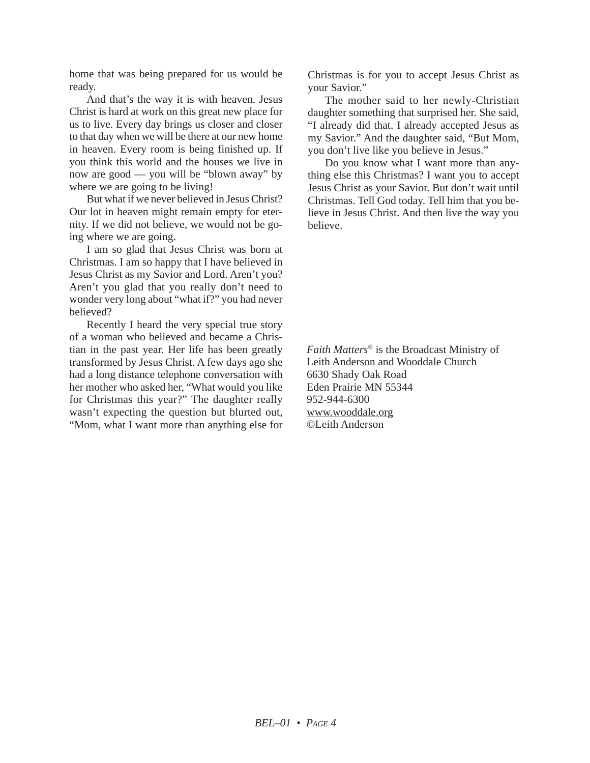home that was being prepared for us would be ready.

And that's the way it is with heaven. Jesus Christ is hard at work on this great new place for us to live. Every day brings us closer and closer to that day when we will be there at our new home in heaven. Every room is being finished up. If you think this world and the houses we live in now are good — you will be "blown away" by where we are going to be living!

But what if we never believed in Jesus Christ? Our lot in heaven might remain empty for eternity. If we did not believe, we would not be going where we are going.

I am so glad that Jesus Christ was born at Christmas. I am so happy that I have believed in Jesus Christ as my Savior and Lord. Aren't you? Aren't you glad that you really don't need to wonder very long about "what if?" you had never believed?

Recently I heard the very special true story of a woman who believed and became a Christian in the past year. Her life has been greatly transformed by Jesus Christ. A few days ago she had a long distance telephone conversation with her mother who asked her, "What would you like for Christmas this year?" The daughter really wasn't expecting the question but blurted out, "Mom, what I want more than anything else for Christmas is for you to accept Jesus Christ as your Savior."

The mother said to her newly-Christian daughter something that surprised her. She said, "I already did that. I already accepted Jesus as my Savior." And the daughter said, "But Mom, you don't live like you believe in Jesus."

Do you know what I want more than anything else this Christmas? I want you to accept Jesus Christ as your Savior. But don't wait until Christmas. Tell God today. Tell him that you believe in Jesus Christ. And then live the way you believe.

*Faith Matters*® is the Broadcast Ministry of
Leith Anderson and Wooddale Church
6630 Shady Oak Road
Eden Prairie MN 55344
952-944-6300
www.wooddale.org
©Leith Anderson